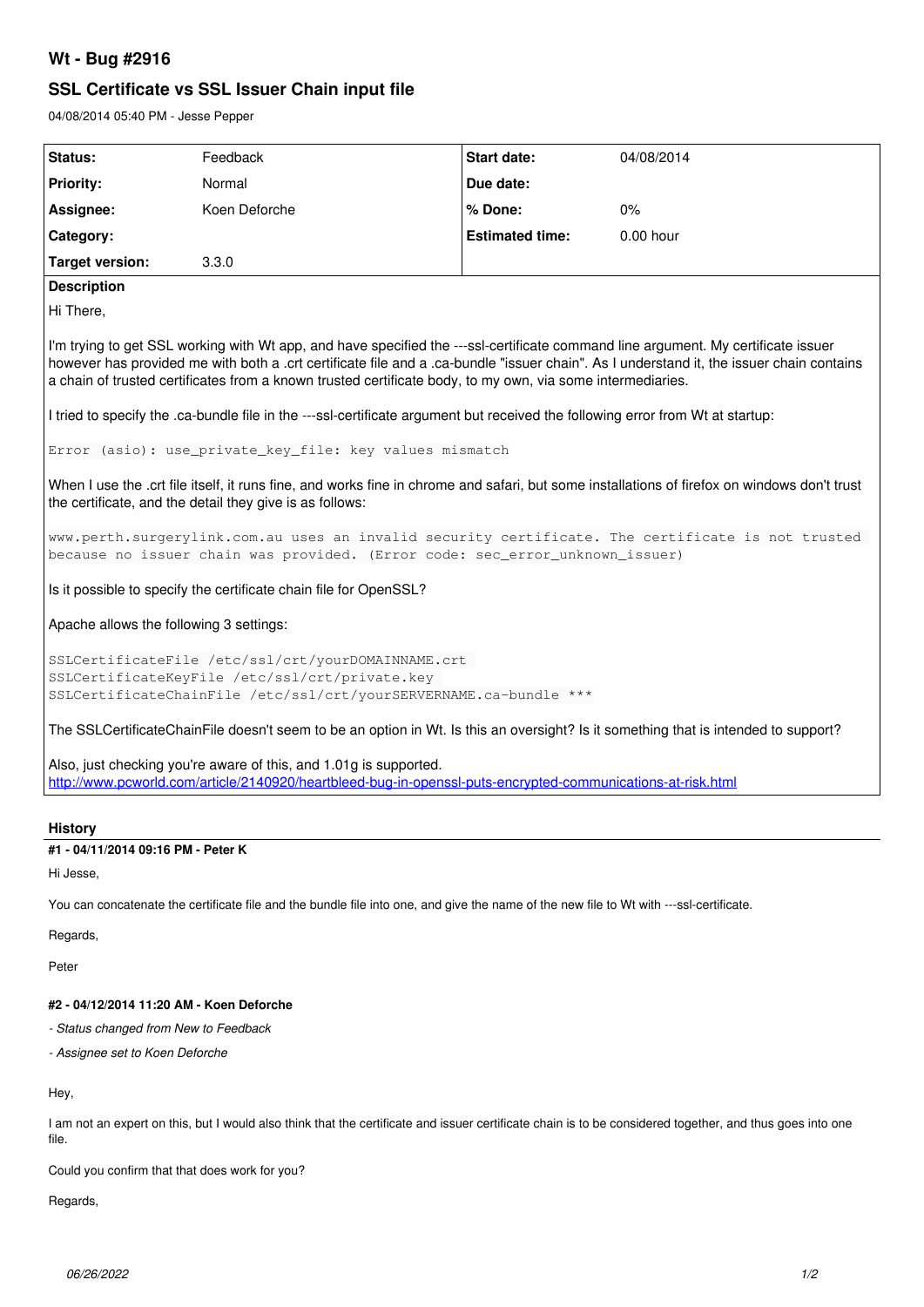# Wt - Bug #2916

## SSL Certificate vs SSL Issuer Chain input file

04/08/2014 05:40 PM - Jesse Pepper

| | | | |
|---|---|---|---|
| **Status:** | Feedback | **Start date:** | 04/08/2014 |
| **Priority:** | Normal | **Due date:** | |
| **Assignee:** | Koen Deforche | **% Done:** | 0% |
| **Category:** | | **Estimated time:** | 0.00 hour |
| **Target version:** | 3.3.0 | | |

**Description**

Hi There,

I'm trying to get SSL working with Wt app, and have specified the ---ssl-certificate command line argument. My certificate issuer however has provided me with both a .crt certificate file and a .ca-bundle "issuer chain". As I understand it, the issuer chain contains a chain of trusted certificates from a known trusted certificate body, to my own, via some intermediaries.

I tried to specify the .ca-bundle file in the ---ssl-certificate argument but received the following error from Wt at startup:

```
Error (asio): use_private_key_file: key values mismatch
```

When I use the .crt file itself, it runs fine, and works fine in chrome and safari, but some installations of firefox on windows don't trust the certificate, and the detail they give is as follows:

```
www.perth.surgerylink.com.au uses an invalid security certificate. The certificate is not trusted because no issuer chain was provided. (Error code: sec_error_unknown_issuer)
```

Is it possible to specify the certificate chain file for OpenSSL?

Apache allows the following 3 settings:

```
SSLCertificateFile /etc/ssl/crt/yourDOMAINNAME.crt
SSLCertificateKeyFile /etc/ssl/crt/private.key
SSLCertificateChainFile /etc/ssl/crt/yourSERVERNAME.ca-bundle ***
```

The SSLCertificateChainFile doesn't seem to be an option in Wt. Is this an oversight? Is it something that is intended to support?

Also, just checking you're aware of this, and 1.01g is supported.
http://www.pcworld.com/article/2140920/heartbleed-bug-in-openssl-puts-encrypted-communications-at-risk.html

## History

### #1 - 04/11/2014 09:16 PM - Peter K

Hi Jesse,

You can concatenate the certificate file and the bundle file into one, and give the name of the new file to Wt with ---ssl-certificate.

Regards,

Peter

### #2 - 04/12/2014 11:20 AM - Koen Deforche

*- Status changed from New to Feedback*

*- Assignee set to Koen Deforche*

Hey,

I am not an expert on this, but I would also think that the certificate and issuer certificate chain is to be considered together, and thus goes into one file.

Could you confirm that that does work for you?

Regards,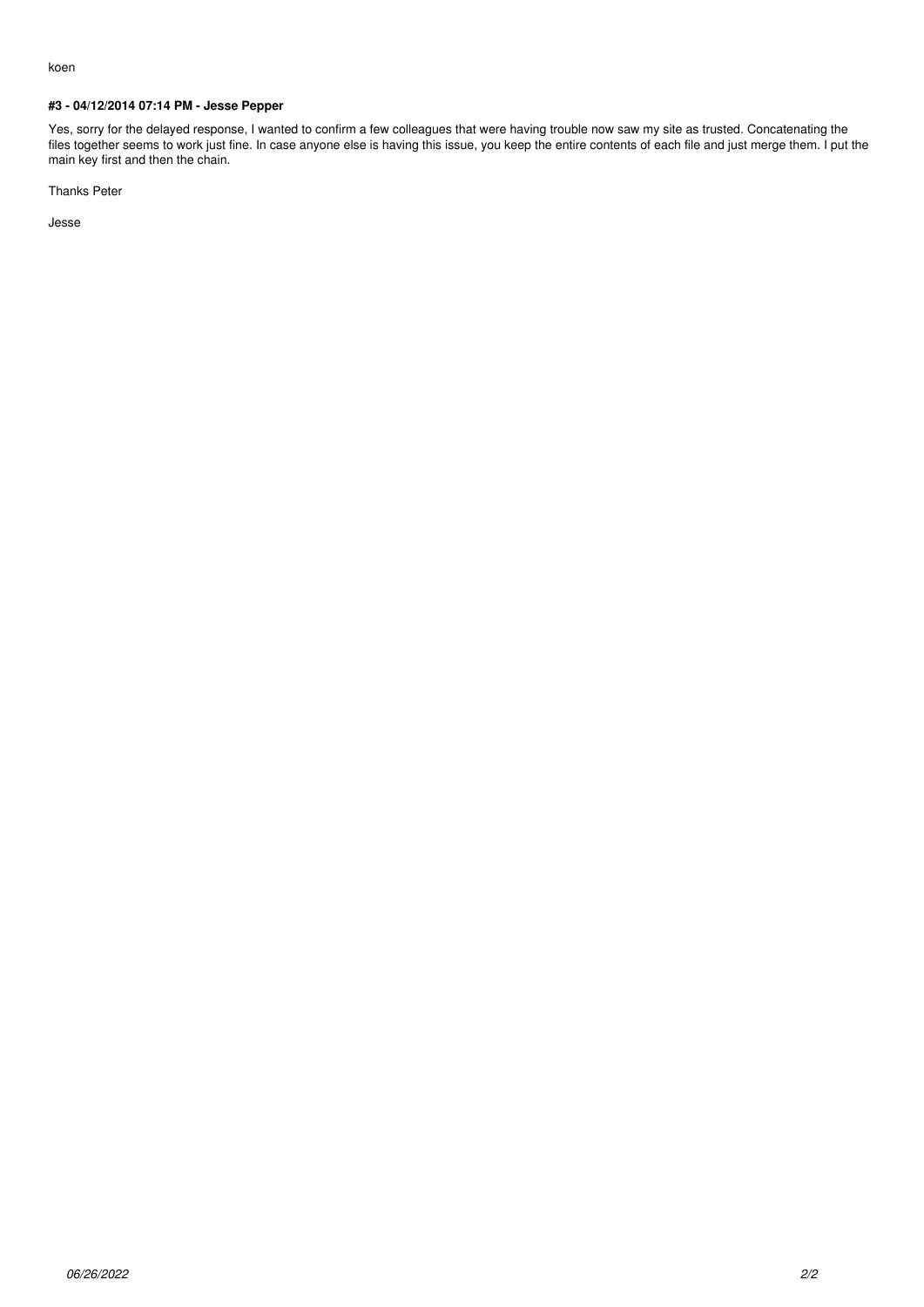koen

#### #3 - 04/12/2014 07:14 PM - Jesse Pepper

Yes, sorry for the delayed response, I wanted to confirm a few colleagues that were having trouble now saw my site as trusted. Concatenating the files together seems to work just fine. In case anyone else is having this issue, you keep the entire contents of each file and just merge them. I put the main key first and then the chain.

Thanks Peter

Jesse